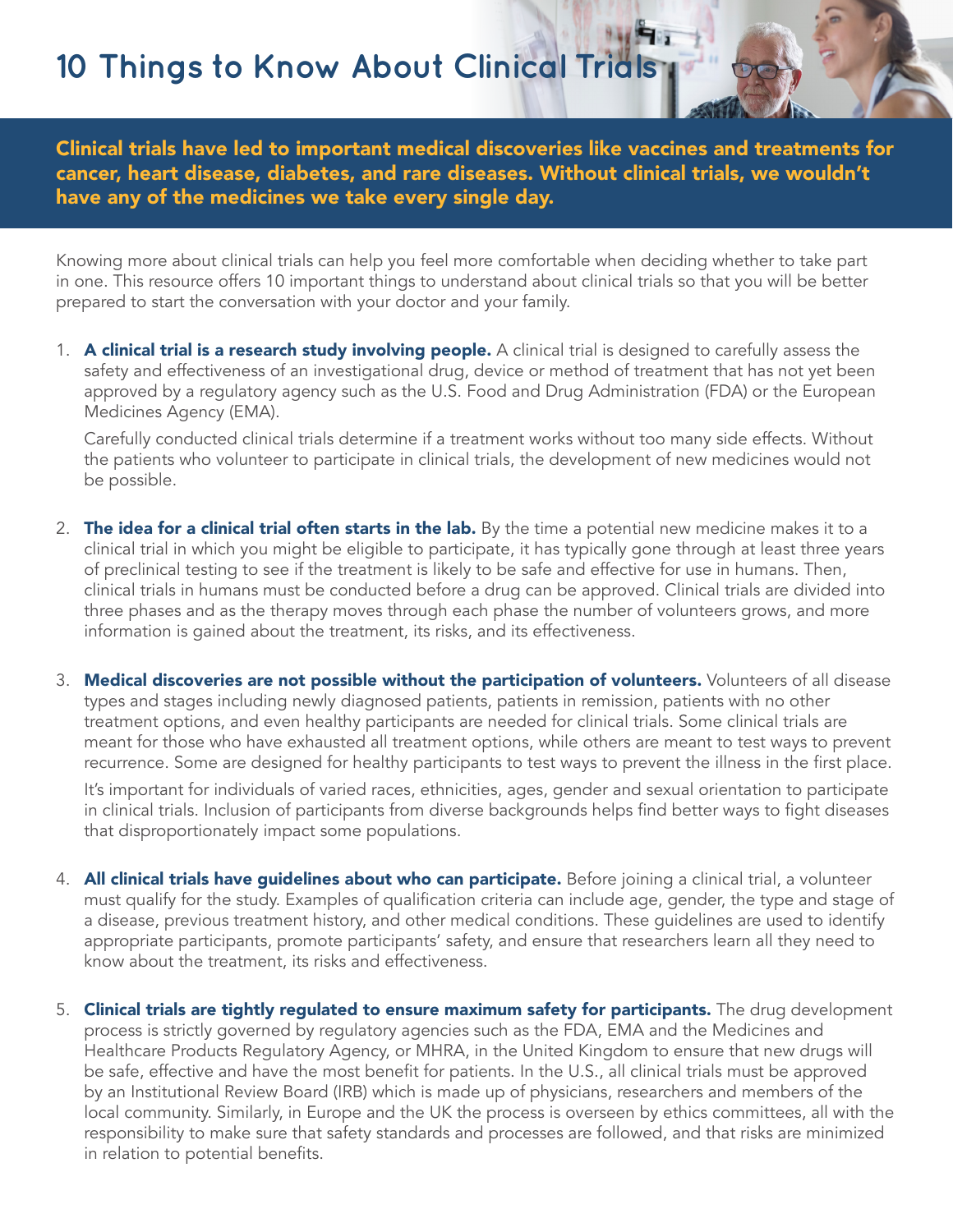# 10 Things to Know About Clinical Trials

**Clinical trials have led to important medical discoveries like vaccines and treatments for cancer, heart disease, diabetes, and rare diseases. Without clinical trials, we wouldn't have any of the medicines we take every single day.**

Knowing more about clinical trials can help you feel more comfortable when deciding whether to take part in one. This resource offers 10 important things to understand about clinical trials so that you will be better prepared to start the conversation with your doctor and your family.

1. **A clinical trial is a research study involving people.** A clinical trial is designed to carefully assess the safety and effectiveness of an investigational drug, device or method of treatment that has not yet been approved by a regulatory agency such as the U.S. Food and Drug Administration (FDA) or the European Medicines Agency (EMA).

   Carefully conducted clinical trials determine if a treatment works without too many side effects. Without the patients who volunteer to participate in clinical trials, the development of new medicines would not be possible.

2. **The idea for a clinical trial often starts in the lab.** By the time a potential new medicine makes it to a clinical trial in which you might be eligible to participate, it has typically gone through at least three years of preclinical testing to see if the treatment is likely to be safe and effective for use in humans. Then, clinical trials in humans must be conducted before a drug can be approved. Clinical trials are divided into three phases and as the therapy moves through each phase the number of volunteers grows, and more information is gained about the treatment, its risks, and its effectiveness.

3. **Medical discoveries are not possible without the participation of volunteers.** Volunteers of all disease types and stages including newly diagnosed patients, patients in remission, patients with no other treatment options, and even healthy participants are needed for clinical trials. Some clinical trials are meant for those who have exhausted all treatment options, while others are meant to test ways to prevent recurrence. Some are designed for healthy participants to test ways to prevent the illness in the first place.

   It's important for individuals of varied races, ethnicities, ages, gender and sexual orientation to participate in clinical trials. Inclusion of participants from diverse backgrounds helps find better ways to fight diseases that disproportionately impact some populations.

4. **All clinical trials have guidelines about who can participate.** Before joining a clinical trial, a volunteer must qualify for the study. Examples of qualification criteria can include age, gender, the type and stage of a disease, previous treatment history, and other medical conditions. These guidelines are used to identify appropriate participants, promote participants' safety, and ensure that researchers learn all they need to know about the treatment, its risks and effectiveness.

5. **Clinical trials are tightly regulated to ensure maximum safety for participants.** The drug development process is strictly governed by regulatory agencies such as the FDA, EMA and the Medicines and Healthcare Products Regulatory Agency, or MHRA, in the United Kingdom to ensure that new drugs will be safe, effective and have the most benefit for patients. In the U.S., all clinical trials must be approved by an Institutional Review Board (IRB) which is made up of physicians, researchers and members of the local community. Similarly, in Europe and the UK the process is overseen by ethics committees, all with the responsibility to make sure that safety standards and processes are followed, and that risks are minimized in relation to potential benefits.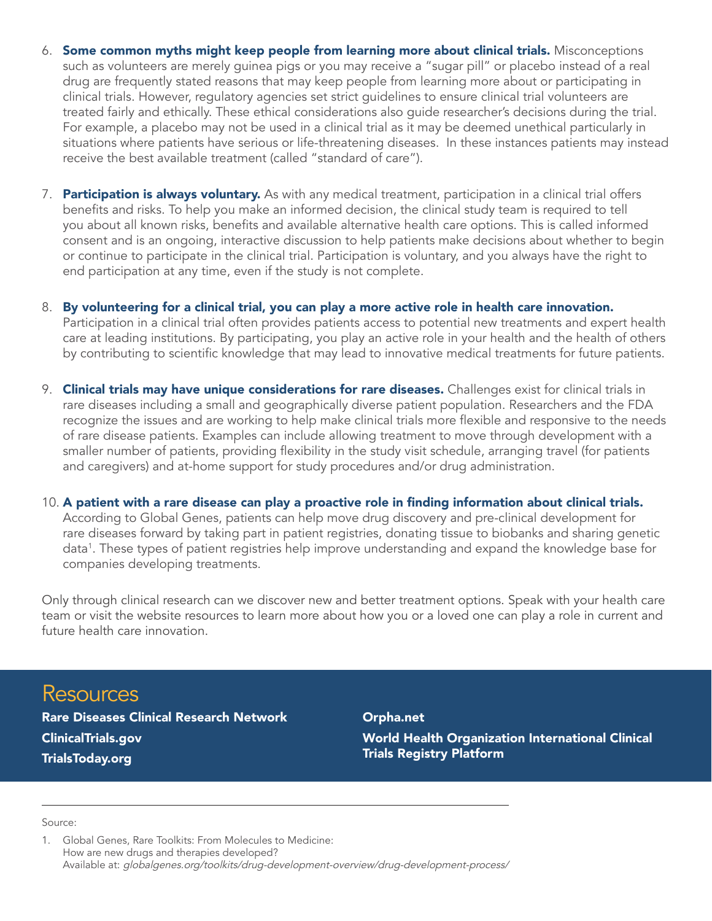6. **Some common myths might keep people from learning more about clinical trials.** Misconceptions such as volunteers are merely guinea pigs or you may receive a "sugar pill" or placebo instead of a real drug are frequently stated reasons that may keep people from learning more about or participating in clinical trials. However, regulatory agencies set strict guidelines to ensure clinical trial volunteers are treated fairly and ethically. These ethical considerations also guide researcher's decisions during the trial. For example, a placebo may not be used in a clinical trial as it may be deemed unethical particularly in situations where patients have serious or life-threatening diseases. In these instances patients may instead receive the best available treatment (called "standard of care").

7. **Participation is always voluntary.** As with any medical treatment, participation in a clinical trial offers benefits and risks. To help you make an informed decision, the clinical study team is required to tell you about all known risks, benefits and available alternative health care options. This is called informed consent and is an ongoing, interactive discussion to help patients make decisions about whether to begin or continue to participate in the clinical trial. Participation is voluntary, and you always have the right to end participation at any time, even if the study is not complete.

8. **By volunteering for a clinical trial, you can play a more active role in health care innovation.** Participation in a clinical trial often provides patients access to potential new treatments and expert health care at leading institutions. By participating, you play an active role in your health and the health of others by contributing to scientific knowledge that may lead to innovative medical treatments for future patients.

9. **Clinical trials may have unique considerations for rare diseases.** Challenges exist for clinical trials in rare diseases including a small and geographically diverse patient population. Researchers and the FDA recognize the issues and are working to help make clinical trials more flexible and responsive to the needs of rare disease patients. Examples can include allowing treatment to move through development with a smaller number of patients, providing flexibility in the study visit schedule, arranging travel (for patients and caregivers) and at-home support for study procedures and/or drug administration.

10. **A patient with a rare disease can play a proactive role in finding information about clinical trials.** According to Global Genes, patients can help move drug discovery and pre-clinical development for rare diseases forward by taking part in patient registries, donating tissue to biobanks and sharing genetic data[1]. These types of patient registries help improve understanding and expand the knowledge base for companies developing treatments.

Only through clinical research can we discover new and better treatment options. Speak with your health care team or visit the website resources to learn more about how you or a loved one can play a role in current and future health care innovation.

## Resources

**Rare Diseases Clinical Research Network**

**ClinicalTrials.gov**

**TrialsToday.org**

**Orpha.net**

**World Health Organization International Clinical Trials Registry Platform**

---

Source:

1. Global Genes, Rare Toolkits: From Molecules to Medicine: How are new drugs and therapies developed? Available at: *globalgenes.org/toolkits/drug-development-overview/drug-development-process/*